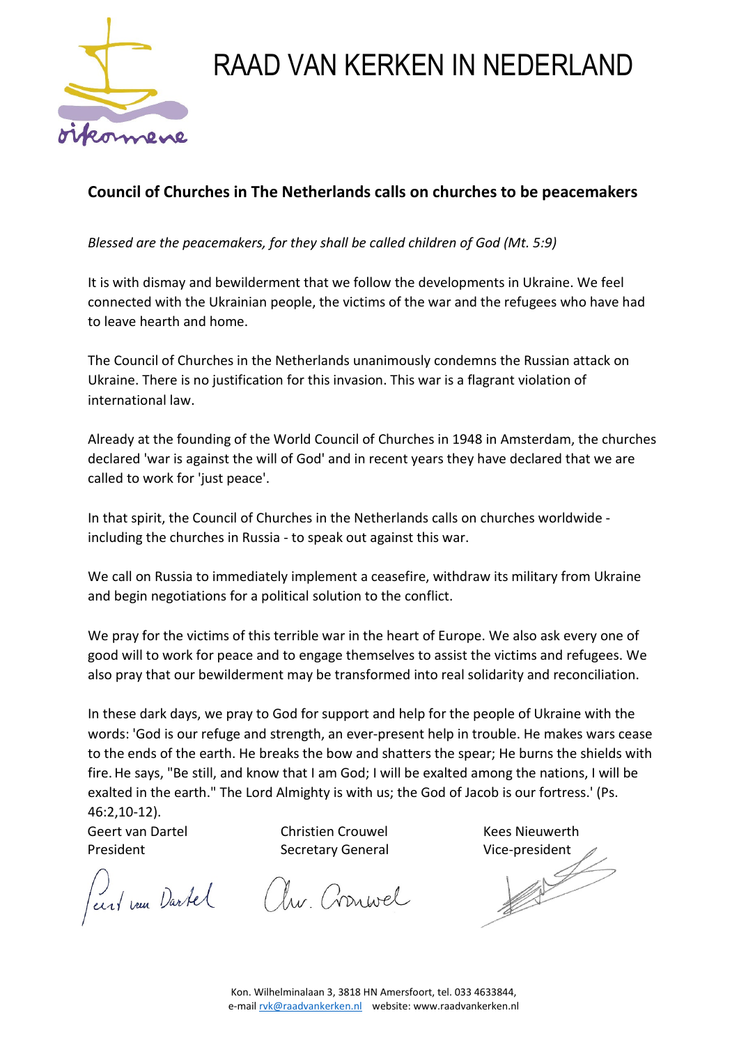# RAAD VAN KERKEN IN NEDERLAND

oikomene

## Council of Churches in The Netherlands calls on churches to be peacemakers

*Blessed are the peacemakers, for they shall be called children of God (Mt. 5:9)*

It is with dismay and bewilderment that we follow the developments in Ukraine. We feel connected with the Ukrainian people, the victims of the war and the refugees who have had to leave hearth and home.

The Council of Churches in the Netherlands unanimously condemns the Russian attack on Ukraine. There is no justification for this invasion. This war is a flagrant violation of international law.

Already at the founding of the World Council of Churches in 1948 in Amsterdam, the churches declared 'war is against the will of God' and in recent years they have declared that we are called to work for 'just peace'.

In that spirit, the Council of Churches in the Netherlands calls on churches worldwide - including the churches in Russia - to speak out against this war.

We call on Russia to immediately implement a ceasefire, withdraw its military from Ukraine and begin negotiations for a political solution to the conflict.

We pray for the victims of this terrible war in the heart of Europe. We also ask every one of good will to work for peace and to engage themselves to assist the victims and refugees. We also pray that our bewilderment may be transformed into real solidarity and reconciliation.

In these dark days, we pray to God for support and help for the people of Ukraine with the words: 'God is our refuge and strength, an ever-present help in trouble. He makes wars cease to the ends of the earth. He breaks the bow and shatters the spear; He burns the shields with fire. He says, "Be still, and know that I am God; I will be exalted among the nations, I will be exalted in the earth." The Lord Almighty is with us; the God of Jacob is our fortress.' (Ps. 46:2,10-12).

Geert van Dartel
President

Christien Crouwel
Secretary General

Kees Nieuwerth
Vice-president

Kon. Wilhelminalaan 3, 3818 HN Amersfoort, tel. 033 4633844,
e-mail rvk@raadvankerken.nl website: www.raadvankerken.nl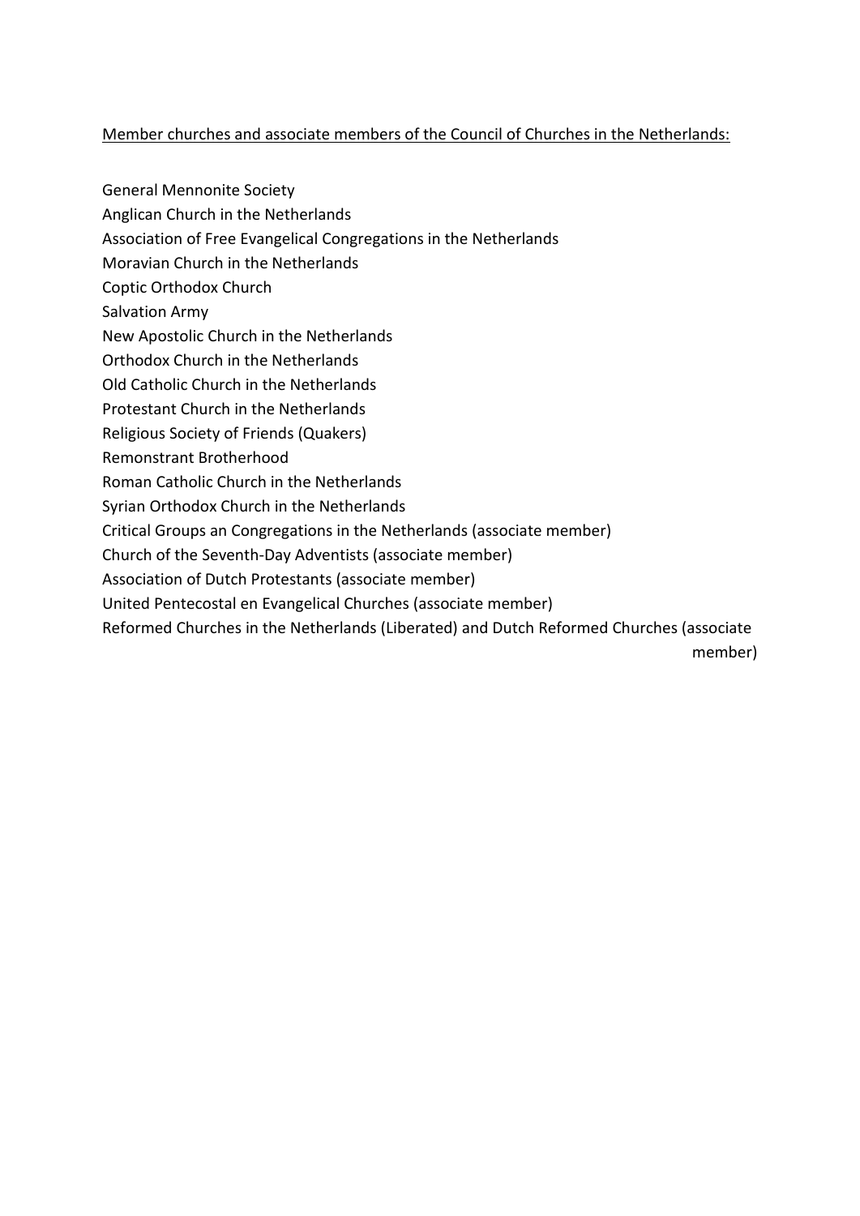<u>Member churches and associate members of the Council of Churches in the Netherlands:</u>

General Mennonite Society
Anglican Church in the Netherlands
Association of Free Evangelical Congregations in the Netherlands
Moravian Church in the Netherlands
Coptic Orthodox Church
Salvation Army
New Apostolic Church in the Netherlands
Orthodox Church in the Netherlands
Old Catholic Church in the Netherlands
Protestant Church in the Netherlands
Religious Society of Friends (Quakers)
Remonstrant Brotherhood
Roman Catholic Church in the Netherlands
Syrian Orthodox Church in the Netherlands
Critical Groups an Congregations in the Netherlands (associate member)
Church of the Seventh-Day Adventists (associate member)
Association of Dutch Protestants (associate member)
United Pentecostal en Evangelical Churches (associate member)
Reformed Churches in the Netherlands (Liberated) and Dutch Reformed Churches (associate member)